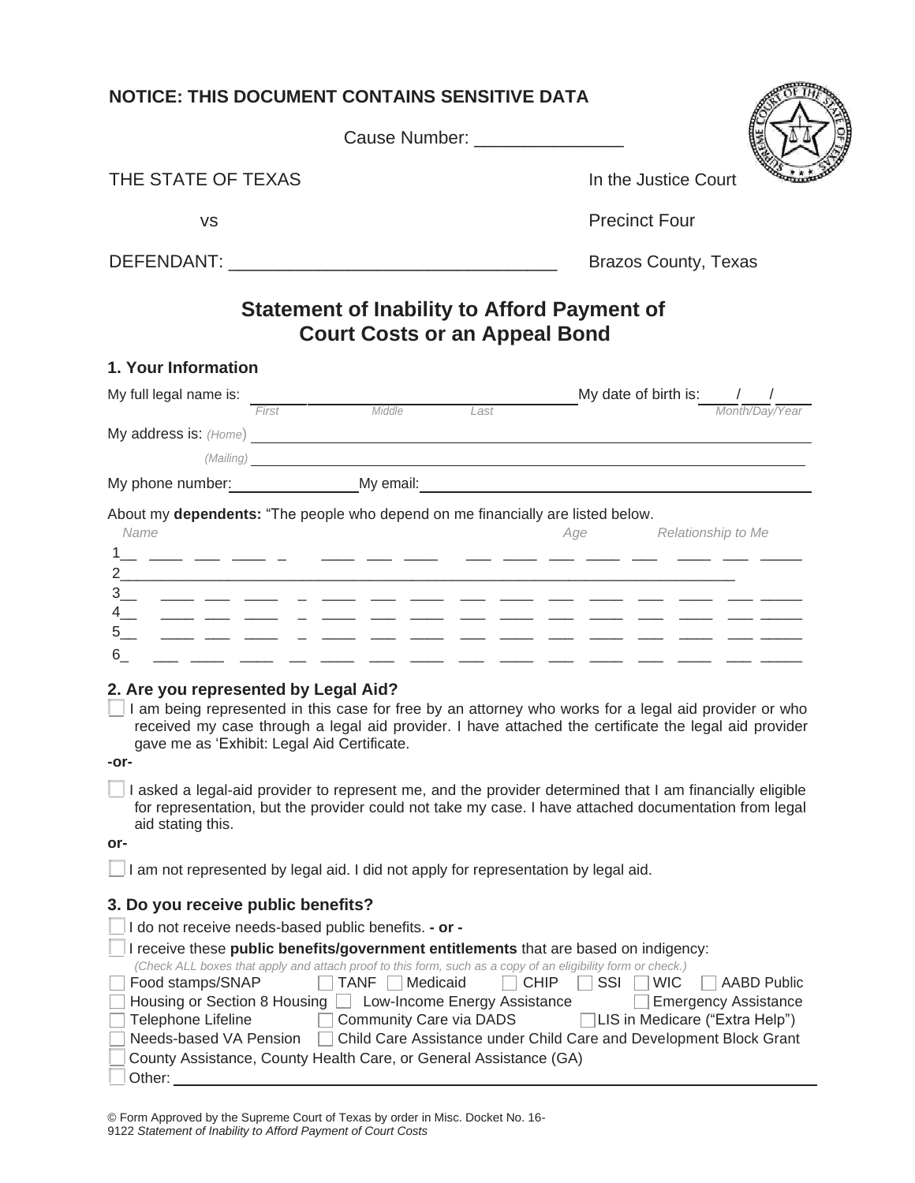**NOTICE: THIS DOCUMENT CONTAINS SENSITIVE DATA**

Cause Number: _______________

THE STATE OF TEXAS — In the Justice Court

vs — Precinct Four

DEFENDANT: _________________________________ — Brazos County, Texas

# Statement of Inability to Afford Payment of Court Costs or an Appeal Bond

## 1. Your Information

My full legal name is: ______ ______ ______ My date of birth is: ___/___/___
*First Middle Last* *Month/Day/Year*

My address is: *(Home)* ________________________________________

*(Mailing)* ________________________________________

My phone number: ______________ My email: ______________________________

About my **dependents:** "The people who depend on me financially are listed below.

| | *Name* | *Age* | *Relationship to Me* |
|---|---|---|---|
| 1 | | | |
| 2 | | | |
| 3 | | | |
| 4 | | | |
| 5 | | | |
| 6 | | | |

## 2. Are you represented by Legal Aid?

☐ I am being represented in this case for free by an attorney who works for a legal aid provider or who received my case through a legal aid provider. I have attached the certificate the legal aid provider gave me as 'Exhibit: Legal Aid Certificate.

**-or-**

☐ I asked a legal-aid provider to represent me, and the provider determined that I am financially eligible for representation, but the provider could not take my case. I have attached documentation from legal aid stating this.

**or-**

☐ I am not represented by legal aid. I did not apply for representation by legal aid.

## 3. Do you receive public benefits?

☐ I do not receive needs-based public benefits. **- or -**

☐ I receive these **public benefits/government entitlements** that are based on indigency:
*(Check ALL boxes that apply and attach proof to this form, such as a copy of an eligibility form or check.)*

☐ Food stamps/SNAP ☐ TANF ☐ Medicaid ☐ CHIP ☐ SSI ☐ WIC ☐ AABD Public

☐ Housing or Section 8 Housing ☐ Low-Income Energy Assistance ☐ Emergency Assistance

☐ Telephone Lifeline ☐ Community Care via DADS ☐ LIS in Medicare ("Extra Help")

☐ Needs-based VA Pension ☐ Child Care Assistance under Child Care and Development Block Grant

☐ County Assistance, County Health Care, or General Assistance (GA)

☐ Other: ________________________________________

© Form Approved by the Supreme Court of Texas by order in Misc. Docket No. 16-9122 *Statement of Inability to Afford Payment of Court Costs*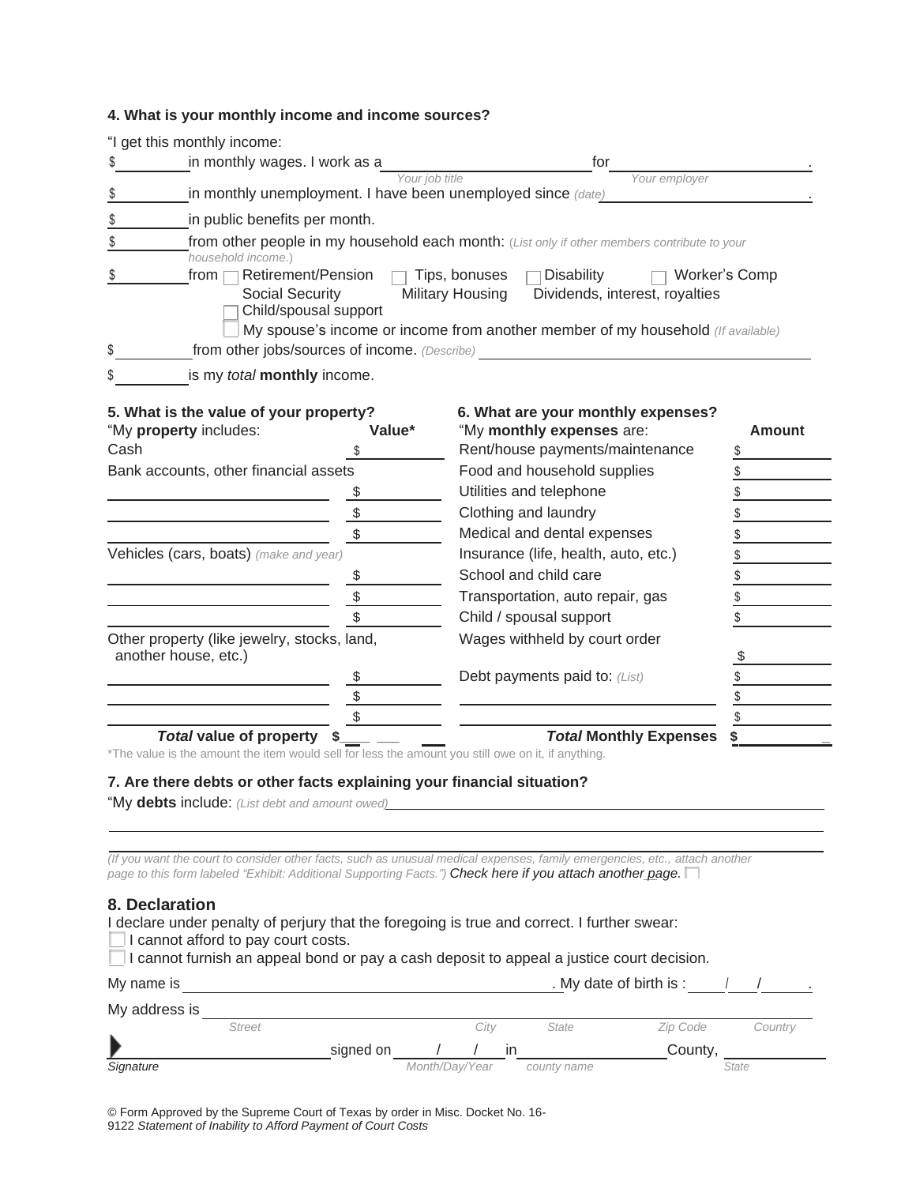### 4. What is your monthly income and income sources?

"I get this monthly income:

$\_\_\_\_\_\_\_\_ in monthly wages. I work as a \_\_\_\_\_\_\_\_\_\_\_\_\_\_\_\_\_\_\_\_ for \_\_\_\_\_\_\_\_\_\_\_\_\_\_\_\_\_\_\_\_.
*Your job title* *Your employer*

$\_\_\_\_\_\_\_\_ in monthly unemployment. I have been unemployed since *(date)* \_\_\_\_\_\_\_\_\_\_\_\_\_\_\_\_\_\_\_\_.

$\_\_\_\_\_\_\_\_ in public benefits per month.

$\_\_\_\_\_\_\_\_ from other people in my household each month: *(List only if other members contribute to your household income.)*

$\_\_\_\_\_\_\_\_ from ☐ Retirement/Pension ☐ Tips, bonuses ☐ Disability ☐ Worker's Comp
Social Security Military Housing Dividends, interest, royalties
☐ Child/spousal support
☐ My spouse's income or income from another member of my household *(If available)*

$\_\_\_\_\_\_\_\_ from other jobs/sources of income. *(Describe)* \_\_\_\_\_\_\_\_\_\_\_\_\_\_\_\_\_\_\_\_

$\_\_\_\_\_\_\_\_ is my *total* **monthly** income.

### 5. What is the value of your property?

| "My **property** includes: | **Value*** |
|---|---|
| Cash | $ |
| Bank accounts, other financial assets | |
| | $ |
| | $ |
| | $ |
| Vehicles (cars, boats) *(make and year)* | |
| | $ |
| | $ |
| | $ |
| Other property (like jewelry, stocks, land, another house, etc.) | |
| | $ |
| | $ |
| | $ |
| ***Total* value of property** | **$** |

*The value is the amount the item would sell for less the amount you still owe on it, if anything.

### 6. What are your monthly expenses?

| "My **monthly expenses** are: | **Amount** |
|---|---|
| Rent/house payments/maintenance | $ |
| Food and household supplies | $ |
| Utilities and telephone | $ |
| Clothing and laundry | $ |
| Medical and dental expenses | $ |
| Insurance (life, health, auto, etc.) | $ |
| School and child care | $ |
| Transportation, auto repair, gas | $ |
| Child / spousal support | $ |
| Wages withheld by court order | $ |
| Debt payments paid to: *(List)* | $ |
| | $ |
| | $ |
| ***Total* Monthly Expenses** | **$** |

### 7. Are there debts or other facts explaining your financial situation?

"My **debts** include: *(List debt and amount owed)* \_\_\_\_\_\_\_\_\_\_\_\_\_\_\_\_\_\_\_\_

\_\_\_\_\_\_\_\_\_\_\_\_\_\_\_\_\_\_\_\_\_\_\_\_\_\_\_\_\_\_\_\_\_\_\_\_\_\_\_\_

*(If you want the court to consider other facts, such as unusual medical expenses, family emergencies, etc., attach another page to this form labeled "Exhibit: Additional Supporting Facts.")* ***Check here if you attach another page.*** ☐

### 8. Declaration

I declare under penalty of perjury that the foregoing is true and correct. I further swear:

☐ I cannot afford to pay court costs.

☐ I cannot furnish an appeal bond or pay a cash deposit to appeal a justice court decision.

My name is \_\_\_\_\_\_\_\_\_\_\_\_\_\_\_\_\_\_\_\_\_\_\_\_\_\_\_\_\_\_. My date of birth is : \_\_\_/\_\_\_/\_\_\_\_\_.

My address is \_\_\_\_\_\_\_\_\_\_\_\_\_\_\_\_\_\_\_\_\_\_\_\_\_\_\_\_\_\_\_\_\_\_\_\_\_\_\_\_
*Street* *City* *State* *Zip Code* *Country*

\_\_\_\_\_\_\_\_\_\_\_\_\_\_\_\_\_\_\_\_ signed on \_\_\_/\_\_\_/\_\_\_ in \_\_\_\_\_\_\_\_\_\_\_\_\_\_\_\_ County, \_\_\_\_\_\_\_\_\_\_
*Signature* *Month/Day/Year* *county name* *State*

© Form Approved by the Supreme Court of Texas by order in Misc. Docket No. 16-9122 *Statement of Inability to Afford Payment of Court Costs*